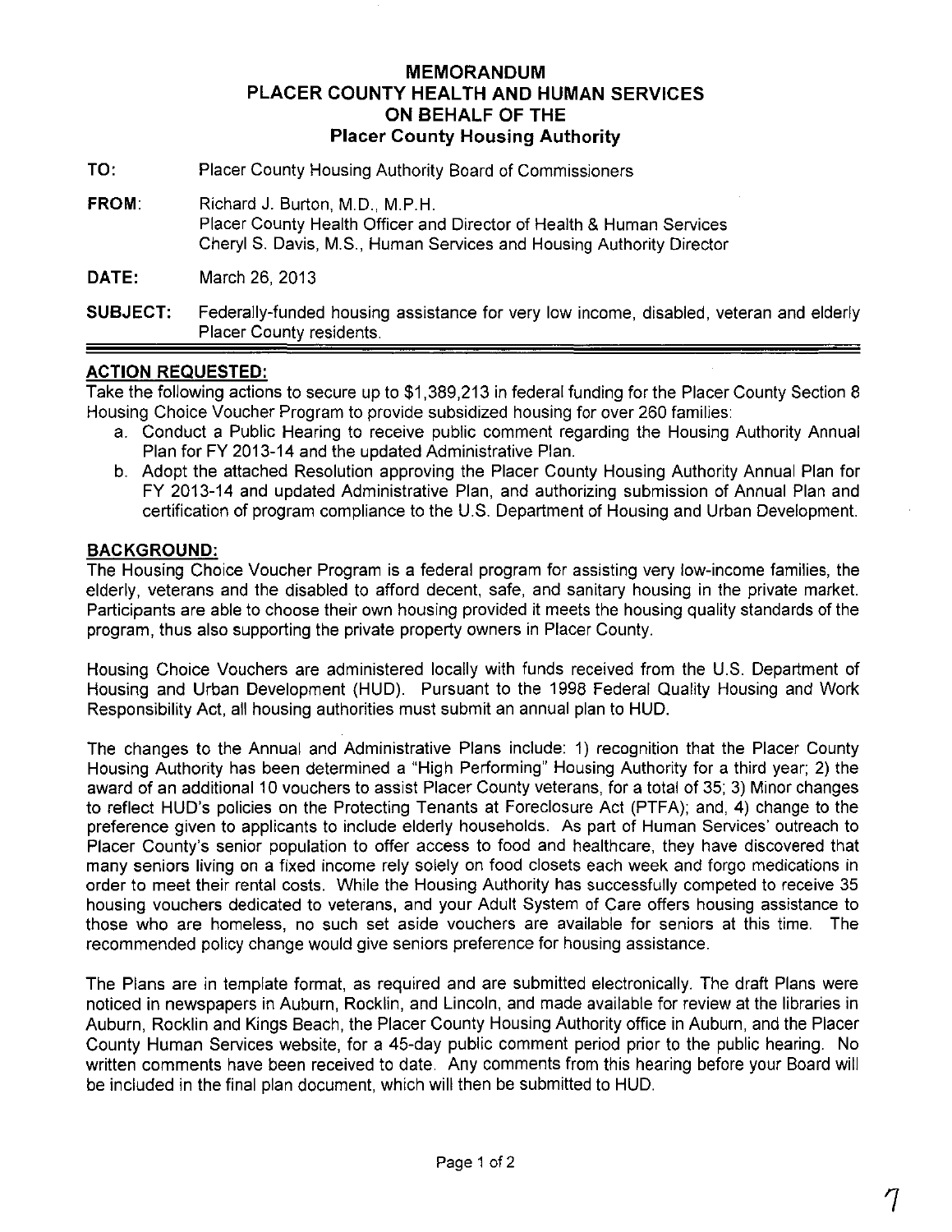# MEMORANDUM
# PLACER COUNTY HEALTH AND HUMAN SERVICES
# ON BEHALF OF THE
# Placer County Housing Authority

**TO:** Placer County Housing Authority Board of Commissioners

**FROM:** Richard J. Burton, M.D., M.P.H.
Placer County Health Officer and Director of Health & Human Services
Cheryl S. Davis, M.S., Human Services and Housing Authority Director

**DATE:** March 26, 2013

**SUBJECT:** Federally-funded housing assistance for very low income, disabled, veteran and elderly Placer County residents.

## ACTION REQUESTED:

Take the following actions to secure up to $1,389,213 in federal funding for the Placer County Section 8 Housing Choice Voucher Program to provide subsidized housing for over 260 families:

a. Conduct a Public Hearing to receive public comment regarding the Housing Authority Annual Plan for FY 2013-14 and the updated Administrative Plan.
b. Adopt the attached Resolution approving the Placer County Housing Authority Annual Plan for FY 2013-14 and updated Administrative Plan, and authorizing submission of Annual Plan and certification of program compliance to the U.S. Department of Housing and Urban Development.

## BACKGROUND:

The Housing Choice Voucher Program is a federal program for assisting very low-income families, the elderly, veterans and the disabled to afford decent, safe, and sanitary housing in the private market. Participants are able to choose their own housing provided it meets the housing quality standards of the program, thus also supporting the private property owners in Placer County.

Housing Choice Vouchers are administered locally with funds received from the U.S. Department of Housing and Urban Development (HUD). Pursuant to the 1998 Federal Quality Housing and Work Responsibility Act, all housing authorities must submit an annual plan to HUD.

The changes to the Annual and Administrative Plans include: 1) recognition that the Placer County Housing Authority has been determined a "High Performing" Housing Authority for a third year; 2) the award of an additional 10 vouchers to assist Placer County veterans, for a total of 35; 3) Minor changes to reflect HUD's policies on the Protecting Tenants at Foreclosure Act (PTFA); and, 4) change to the preference given to applicants to include elderly households. As part of Human Services' outreach to Placer County's senior population to offer access to food and healthcare, they have discovered that many seniors living on a fixed income rely solely on food closets each week and forgo medications in order to meet their rental costs. While the Housing Authority has successfully competed to receive 35 housing vouchers dedicated to veterans, and your Adult System of Care offers housing assistance to those who are homeless, no such set aside vouchers are available for seniors at this time. The recommended policy change would give seniors preference for housing assistance.

The Plans are in template format, as required and are submitted electronically. The draft Plans were noticed in newspapers in Auburn, Rocklin, and Lincoln, and made available for review at the libraries in Auburn, Rocklin and Kings Beach, the Placer County Housing Authority office in Auburn, and the Placer County Human Services website, for a 45-day public comment period prior to the public hearing. No written comments have been received to date. Any comments from this hearing before your Board will be included in the final plan document, which will then be submitted to HUD.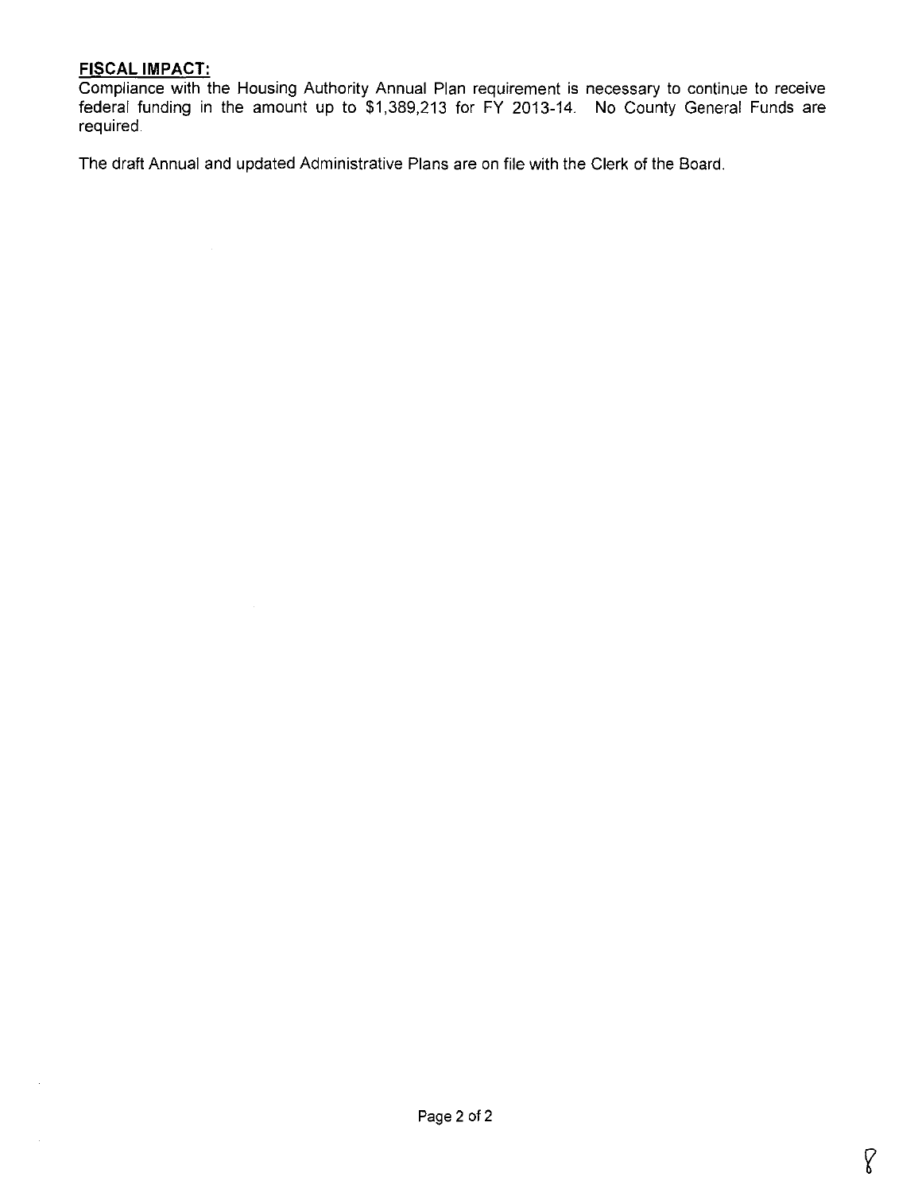**FISCAL IMPACT:**

Compliance with the Housing Authority Annual Plan requirement is necessary to continue to receive federal funding in the amount up to $1,389,213 for FY 2013-14. No County General Funds are required.

The draft Annual and updated Administrative Plans are on file with the Clerk of the Board.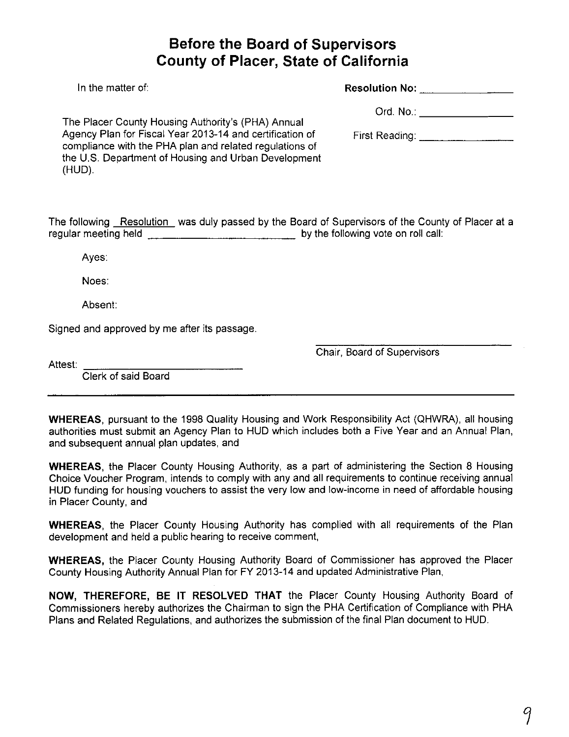# Before the Board of Supervisors
# County of Placer, State of California

In the matter of:

The Placer County Housing Authority's (PHA) Annual Agency Plan for Fiscal Year 2013-14 and certification of compliance with the PHA plan and related regulations of the U.S. Department of Housing and Urban Development (HUD).

**Resolution No:** ________________

Ord. No.: ________________

First Reading: ________________

The following Resolution was duly passed by the Board of Supervisors of the County of Placer at a regular meeting held ________________________ by the following vote on roll call:

Ayes:

Noes:

Absent:

Signed and approved by me after its passage.

________________________________
Chair, Board of Supervisors

Attest: ________________________
Clerk of said Board

---

**WHEREAS**, pursuant to the 1998 Quality Housing and Work Responsibility Act (QHWRA), all housing authorities must submit an Agency Plan to HUD which includes both a Five Year and an Annual Plan, and subsequent annual plan updates, and

**WHEREAS**, the Placer County Housing Authority, as a part of administering the Section 8 Housing Choice Voucher Program, intends to comply with any and all requirements to continue receiving annual HUD funding for housing vouchers to assist the very low and low-income in need of affordable housing in Placer County, and

**WHEREAS**, the Placer County Housing Authority has complied with all requirements of the Plan development and held a public hearing to receive comment,

**WHEREAS,** the Placer County Housing Authority Board of Commissioner has approved the Placer County Housing Authority Annual Plan for FY 2013-14 and updated Administrative Plan,

**NOW, THEREFORE, BE IT RESOLVED THAT** the Placer County Housing Authority Board of Commissioners hereby authorizes the Chairman to sign the PHA Certification of Compliance with PHA Plans and Related Regulations, and authorizes the submission of the final Plan document to HUD.